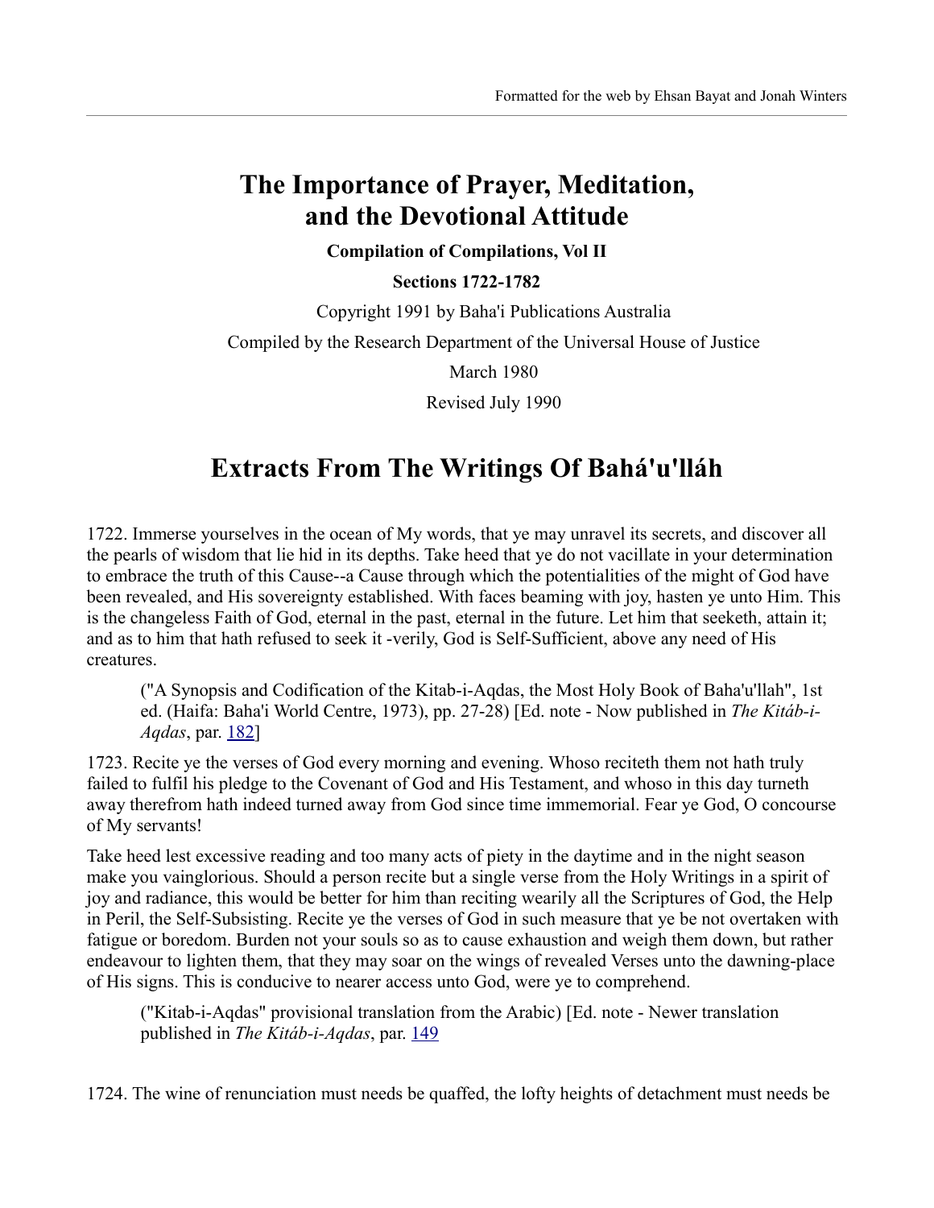Formatted for the web by Ehsan Bayat and Jonah Winters

# The Importance of Prayer, Meditation, and the Devotional Attitude

**Compilation of Compilations, Vol II**

**Sections 1722-1782**

Copyright 1991 by Baha'i Publications Australia

Compiled by the Research Department of the Universal House of Justice

March 1980

Revised July 1990

## Extracts From The Writings Of Bahá'u'lláh

1722. Immerse yourselves in the ocean of My words, that ye may unravel its secrets, and discover all the pearls of wisdom that lie hid in its depths. Take heed that ye do not vacillate in your determination to embrace the truth of this Cause--a Cause through which the potentialities of the might of God have been revealed, and His sovereignty established. With faces beaming with joy, hasten ye unto Him. This is the changeless Faith of God, eternal in the past, eternal in the future. Let him that seeketh, attain it; and as to him that hath refused to seek it -verily, God is Self-Sufficient, above any need of His creatures.

> ("A Synopsis and Codification of the Kitab-i-Aqdas, the Most Holy Book of Baha'u'llah", 1st ed. (Haifa: Baha'i World Centre, 1973), pp. 27-28) [Ed. note - Now published in *The Kitáb-i-Aqdas*, par. 182]

1723. Recite ye the verses of God every morning and evening. Whoso reciteth them not hath truly failed to fulfil his pledge to the Covenant of God and His Testament, and whoso in this day turneth away therefrom hath indeed turned away from God since time immemorial. Fear ye God, O concourse of My servants!

Take heed lest excessive reading and too many acts of piety in the daytime and in the night season make you vainglorious. Should a person recite but a single verse from the Holy Writings in a spirit of joy and radiance, this would be better for him than reciting wearily all the Scriptures of God, the Help in Peril, the Self-Subsisting. Recite ye the verses of God in such measure that ye be not overtaken with fatigue or boredom. Burden not your souls so as to cause exhaustion and weigh them down, but rather endeavour to lighten them, that they may soar on the wings of revealed Verses unto the dawning-place of His signs. This is conducive to nearer access unto God, were ye to comprehend.

> ("Kitab-i-Aqdas" provisional translation from the Arabic) [Ed. note - Newer translation published in *The Kitáb-i-Aqdas*, par. 149

1724. The wine of renunciation must needs be quaffed, the lofty heights of detachment must needs be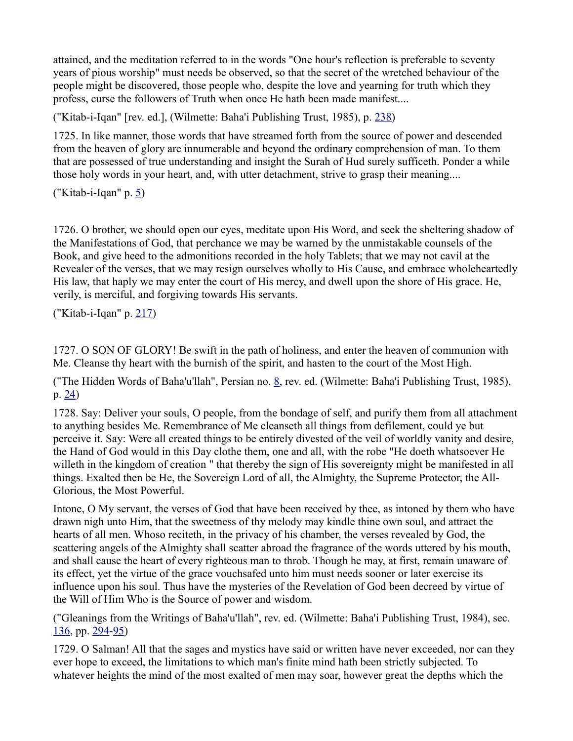attained, and the meditation referred to in the words "One hour's reflection is preferable to seventy years of pious worship" must needs be observed, so that the secret of the wretched behaviour of the people might be discovered, those people who, despite the love and yearning for truth which they profess, curse the followers of Truth when once He hath been made manifest....

("Kitab-i-Iqan" [rev. ed.], (Wilmette: Baha'i Publishing Trust, 1985), p. 238)

1725. In like manner, those words that have streamed forth from the source of power and descended from the heaven of glory are innumerable and beyond the ordinary comprehension of man. To them that are possessed of true understanding and insight the Surah of Hud surely sufficeth. Ponder a while those holy words in your heart, and, with utter detachment, strive to grasp their meaning....

("Kitab-i-Iqan" p. 5)

1726. O brother, we should open our eyes, meditate upon His Word, and seek the sheltering shadow of the Manifestations of God, that perchance we may be warned by the unmistakable counsels of the Book, and give heed to the admonitions recorded in the holy Tablets; that we may not cavil at the Revealer of the verses, that we may resign ourselves wholly to His Cause, and embrace wholeheartedly His law, that haply we may enter the court of His mercy, and dwell upon the shore of His grace. He, verily, is merciful, and forgiving towards His servants.

("Kitab-i-Iqan" p. 217)

1727. O SON OF GLORY! Be swift in the path of holiness, and enter the heaven of communion with Me. Cleanse thy heart with the burnish of the spirit, and hasten to the court of the Most High.

("The Hidden Words of Baha'u'llah", Persian no. 8, rev. ed. (Wilmette: Baha'i Publishing Trust, 1985), p. 24)

1728. Say: Deliver your souls, O people, from the bondage of self, and purify them from all attachment to anything besides Me. Remembrance of Me cleanseth all things from defilement, could ye but perceive it. Say: Were all created things to be entirely divested of the veil of worldly vanity and desire, the Hand of God would in this Day clothe them, one and all, with the robe "He doeth whatsoever He willeth in the kingdom of creation " that thereby the sign of His sovereignty might be manifested in all things. Exalted then be He, the Sovereign Lord of all, the Almighty, the Supreme Protector, the All-Glorious, the Most Powerful.

Intone, O My servant, the verses of God that have been received by thee, as intoned by them who have drawn nigh unto Him, that the sweetness of thy melody may kindle thine own soul, and attract the hearts of all men. Whoso reciteth, in the privacy of his chamber, the verses revealed by God, the scattering angels of the Almighty shall scatter abroad the fragrance of the words uttered by his mouth, and shall cause the heart of every righteous man to throb. Though he may, at first, remain unaware of its effect, yet the virtue of the grace vouchsafed unto him must needs sooner or later exercise its influence upon his soul. Thus have the mysteries of the Revelation of God been decreed by virtue of the Will of Him Who is the Source of power and wisdom.

("Gleanings from the Writings of Baha'u'llah", rev. ed. (Wilmette: Baha'i Publishing Trust, 1984), sec. 136, pp. 294-95)

1729. O Salman! All that the sages and mystics have said or written have never exceeded, nor can they ever hope to exceed, the limitations to which man's finite mind hath been strictly subjected. To whatever heights the mind of the most exalted of men may soar, however great the depths which the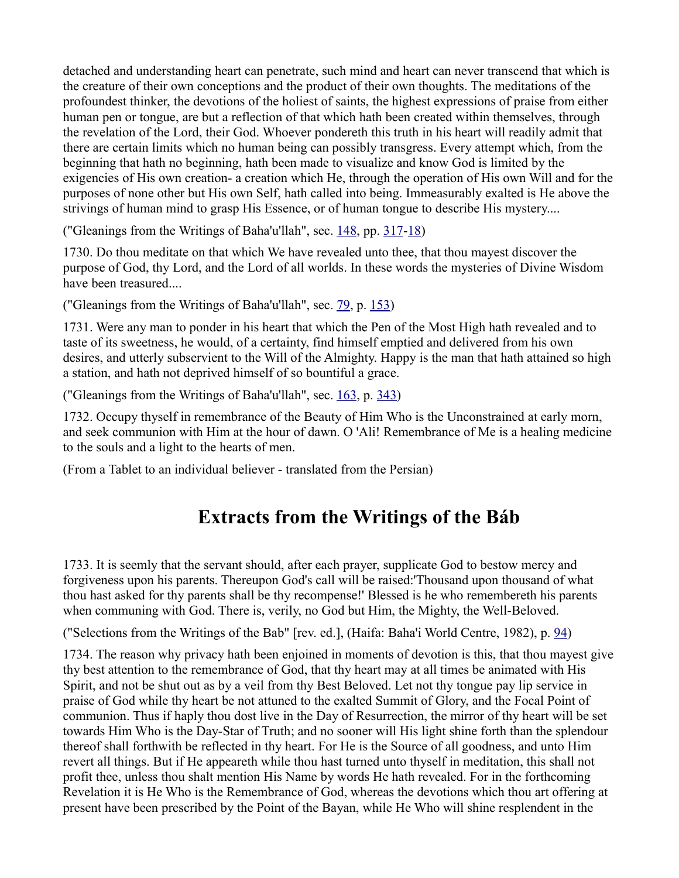detached and understanding heart can penetrate, such mind and heart can never transcend that which is the creature of their own conceptions and the product of their own thoughts. The meditations of the profoundest thinker, the devotions of the holiest of saints, the highest expressions of praise from either human pen or tongue, are but a reflection of that which hath been created within themselves, through the revelation of the Lord, their God. Whoever pondereth this truth in his heart will readily admit that there are certain limits which no human being can possibly transgress. Every attempt which, from the beginning that hath no beginning, hath been made to visualize and know God is limited by the exigencies of His own creation- a creation which He, through the operation of His own Will and for the purposes of none other but His own Self, hath called into being. Immeasurably exalted is He above the strivings of human mind to grasp His Essence, or of human tongue to describe His mystery....

("Gleanings from the Writings of Baha'u'llah", sec. 148, pp. 317-18)

1730. Do thou meditate on that which We have revealed unto thee, that thou mayest discover the purpose of God, thy Lord, and the Lord of all worlds. In these words the mysteries of Divine Wisdom have been treasured....

("Gleanings from the Writings of Baha'u'llah", sec. 79, p. 153)

1731. Were any man to ponder in his heart that which the Pen of the Most High hath revealed and to taste of its sweetness, he would, of a certainty, find himself emptied and delivered from his own desires, and utterly subservient to the Will of the Almighty. Happy is the man that hath attained so high a station, and hath not deprived himself of so bountiful a grace.

("Gleanings from the Writings of Baha'u'llah", sec. 163, p. 343)

1732. Occupy thyself in remembrance of the Beauty of Him Who is the Unconstrained at early morn, and seek communion with Him at the hour of dawn. O 'Ali! Remembrance of Me is a healing medicine to the souls and a light to the hearts of men.

(From a Tablet to an individual believer - translated from the Persian)

# Extracts from the Writings of the Báb

1733. It is seemly that the servant should, after each prayer, supplicate God to bestow mercy and forgiveness upon his parents. Thereupon God's call will be raised:'Thousand upon thousand of what thou hast asked for thy parents shall be thy recompense!' Blessed is he who remembereth his parents when communing with God. There is, verily, no God but Him, the Mighty, the Well-Beloved.

("Selections from the Writings of the Bab" [rev. ed.], (Haifa: Baha'i World Centre, 1982), p. 94)

1734. The reason why privacy hath been enjoined in moments of devotion is this, that thou mayest give thy best attention to the remembrance of God, that thy heart may at all times be animated with His Spirit, and not be shut out as by a veil from thy Best Beloved. Let not thy tongue pay lip service in praise of God while thy heart be not attuned to the exalted Summit of Glory, and the Focal Point of communion. Thus if haply thou dost live in the Day of Resurrection, the mirror of thy heart will be set towards Him Who is the Day-Star of Truth; and no sooner will His light shine forth than the splendour thereof shall forthwith be reflected in thy heart. For He is the Source of all goodness, and unto Him revert all things. But if He appeareth while thou hast turned unto thyself in meditation, this shall not profit thee, unless thou shalt mention His Name by words He hath revealed. For in the forthcoming Revelation it is He Who is the Remembrance of God, whereas the devotions which thou art offering at present have been prescribed by the Point of the Bayan, while He Who will shine resplendent in the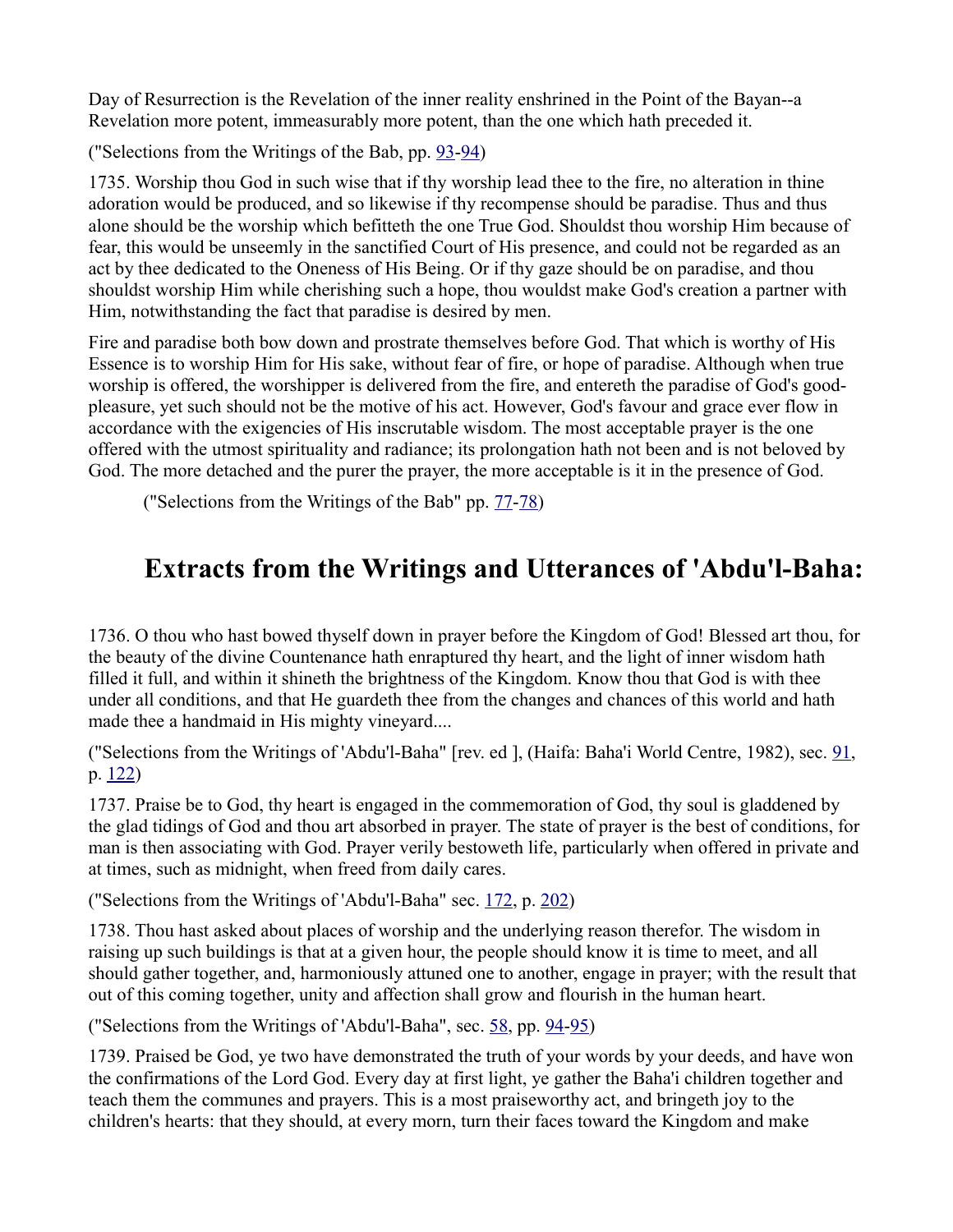Day of Resurrection is the Revelation of the inner reality enshrined in the Point of the Bayan--a Revelation more potent, immeasurably more potent, than the one which hath preceded it.

("Selections from the Writings of the Bab, pp. 93-94)

1735. Worship thou God in such wise that if thy worship lead thee to the fire, no alteration in thine adoration would be produced, and so likewise if thy recompense should be paradise. Thus and thus alone should be the worship which befitteth the one True God. Shouldst thou worship Him because of fear, this would be unseemly in the sanctified Court of His presence, and could not be regarded as an act by thee dedicated to the Oneness of His Being. Or if thy gaze should be on paradise, and thou shouldst worship Him while cherishing such a hope, thou wouldst make God's creation a partner with Him, notwithstanding the fact that paradise is desired by men.

Fire and paradise both bow down and prostrate themselves before God. That which is worthy of His Essence is to worship Him for His sake, without fear of fire, or hope of paradise. Although when true worship is offered, the worshipper is delivered from the fire, and entereth the paradise of God's good-pleasure, yet such should not be the motive of his act. However, God's favour and grace ever flow in accordance with the exigencies of His inscrutable wisdom. The most acceptable prayer is the one offered with the utmost spirituality and radiance; its prolongation hath not been and is not beloved by God. The more detached and the purer the prayer, the more acceptable is it in the presence of God.

("Selections from the Writings of the Bab" pp. 77-78)

## Extracts from the Writings and Utterances of 'Abdu'l-Baha:

1736. O thou who hast bowed thyself down in prayer before the Kingdom of God! Blessed art thou, for the beauty of the divine Countenance hath enraptured thy heart, and the light of inner wisdom hath filled it full, and within it shineth the brightness of the Kingdom. Know thou that God is with thee under all conditions, and that He guardeth thee from the changes and chances of this world and hath made thee a handmaid in His mighty vineyard....

("Selections from the Writings of 'Abdu'l-Baha" [rev. ed ], (Haifa: Baha'i World Centre, 1982), sec. 91, p. 122)

1737. Praise be to God, thy heart is engaged in the commemoration of God, thy soul is gladdened by the glad tidings of God and thou art absorbed in prayer. The state of prayer is the best of conditions, for man is then associating with God. Prayer verily bestoweth life, particularly when offered in private and at times, such as midnight, when freed from daily cares.

("Selections from the Writings of 'Abdu'l-Baha" sec. 172, p. 202)

1738. Thou hast asked about places of worship and the underlying reason therefor. The wisdom in raising up such buildings is that at a given hour, the people should know it is time to meet, and all should gather together, and, harmoniously attuned one to another, engage in prayer; with the result that out of this coming together, unity and affection shall grow and flourish in the human heart.

("Selections from the Writings of 'Abdu'l-Baha", sec. 58, pp. 94-95)

1739. Praised be God, ye two have demonstrated the truth of your words by your deeds, and have won the confirmations of the Lord God. Every day at first light, ye gather the Baha'i children together and teach them the communes and prayers. This is a most praiseworthy act, and bringeth joy to the children's hearts: that they should, at every morn, turn their faces toward the Kingdom and make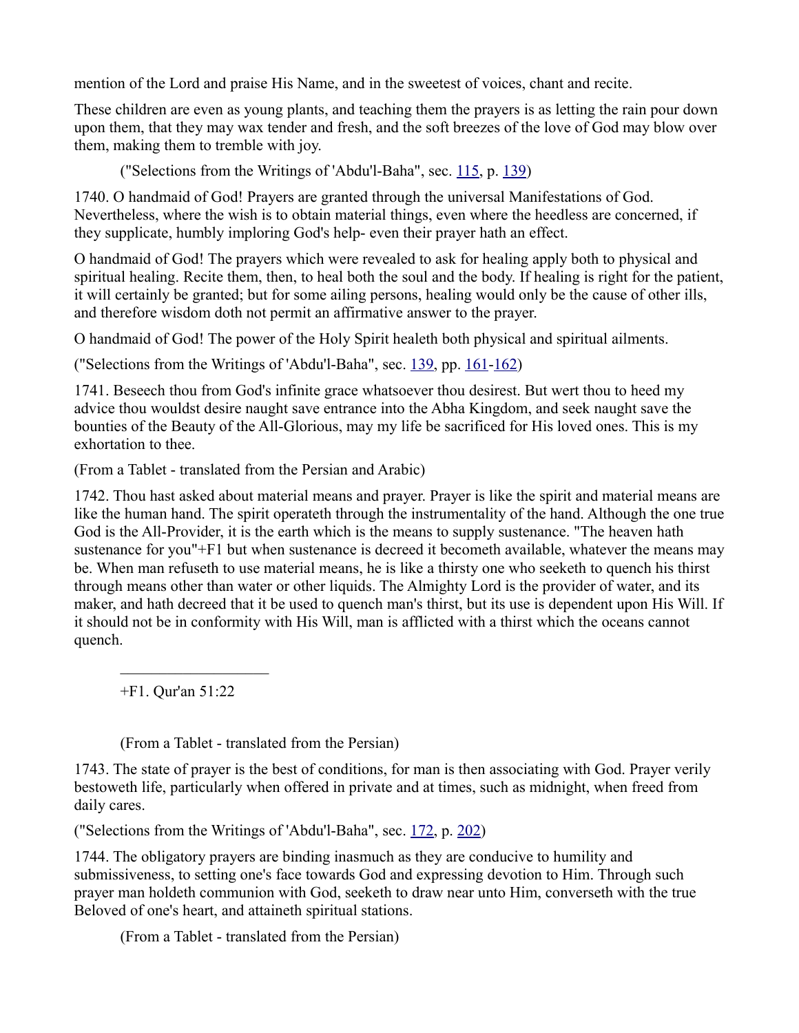mention of the Lord and praise His Name, and in the sweetest of voices, chant and recite.

These children are even as young plants, and teaching them the prayers is as letting the rain pour down upon them, that they may wax tender and fresh, and the soft breezes of the love of God may blow over them, making them to tremble with joy.

("Selections from the Writings of 'Abdu'l-Baha", sec. 115, p. 139)

1740. O handmaid of God! Prayers are granted through the universal Manifestations of God. Nevertheless, where the wish is to obtain material things, even where the heedless are concerned, if they supplicate, humbly imploring God's help- even their prayer hath an effect.

O handmaid of God! The prayers which were revealed to ask for healing apply both to physical and spiritual healing. Recite them, then, to heal both the soul and the body. If healing is right for the patient, it will certainly be granted; but for some ailing persons, healing would only be the cause of other ills, and therefore wisdom doth not permit an affirmative answer to the prayer.

O handmaid of God! The power of the Holy Spirit healeth both physical and spiritual ailments.

("Selections from the Writings of 'Abdu'l-Baha", sec. 139, pp. 161-162)

1741. Beseech thou from God's infinite grace whatsoever thou desirest. But wert thou to heed my advice thou wouldst desire naught save entrance into the Abha Kingdom, and seek naught save the bounties of the Beauty of the All-Glorious, may my life be sacrificed for His loved ones. This is my exhortation to thee.

(From a Tablet - translated from the Persian and Arabic)

1742. Thou hast asked about material means and prayer. Prayer is like the spirit and material means are like the human hand. The spirit operateth through the instrumentality of the hand. Although the one true God is the All-Provider, it is the earth which is the means to supply sustenance. "The heaven hath sustenance for you"+F1 but when sustenance is decreed it becometh available, whatever the means may be. When man refuseth to use material means, he is like a thirsty one who seeketh to quench his thirst through means other than water or other liquids. The Almighty Lord is the provider of water, and its maker, and hath decreed that it be used to quench man's thirst, but its use is dependent upon His Will. If it should not be in conformity with His Will, man is afflicted with a thirst which the oceans cannot quench.

---

+F1. Qur'an 51:22

(From a Tablet - translated from the Persian)

1743. The state of prayer is the best of conditions, for man is then associating with God. Prayer verily bestoweth life, particularly when offered in private and at times, such as midnight, when freed from daily cares.

("Selections from the Writings of 'Abdu'l-Baha", sec. 172, p. 202)

1744. The obligatory prayers are binding inasmuch as they are conducive to humility and submissiveness, to setting one's face towards God and expressing devotion to Him. Through such prayer man holdeth communion with God, seeketh to draw near unto Him, converseth with the true Beloved of one's heart, and attaineth spiritual stations.

(From a Tablet - translated from the Persian)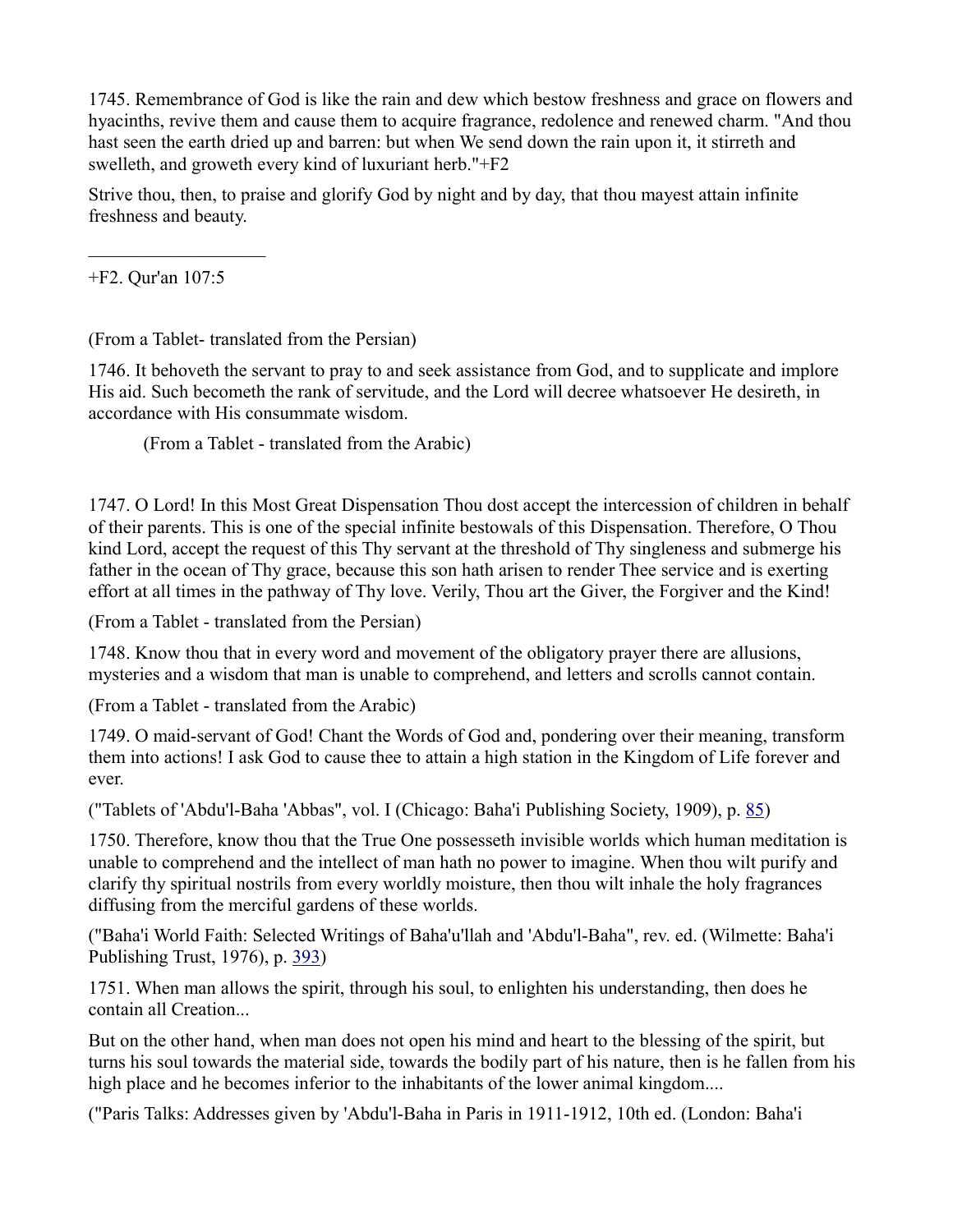1745. Remembrance of God is like the rain and dew which bestow freshness and grace on flowers and hyacinths, revive them and cause them to acquire fragrance, redolence and renewed charm. "And thou hast seen the earth dried up and barren: but when We send down the rain upon it, it stirreth and swelleth, and groweth every kind of luxuriant herb."+F2

Strive thou, then, to praise and glorify God by night and by day, that thou mayest attain infinite freshness and beauty.

---

+F2. Qur'an 107:5

(From a Tablet- translated from the Persian)

1746. It behoveth the servant to pray to and seek assistance from God, and to supplicate and implore His aid. Such becometh the rank of servitude, and the Lord will decree whatsoever He desireth, in accordance with His consummate wisdom.

(From a Tablet - translated from the Arabic)

1747. O Lord! In this Most Great Dispensation Thou dost accept the intercession of children in behalf of their parents. This is one of the special infinite bestowals of this Dispensation. Therefore, O Thou kind Lord, accept the request of this Thy servant at the threshold of Thy singleness and submerge his father in the ocean of Thy grace, because this son hath arisen to render Thee service and is exerting effort at all times in the pathway of Thy love. Verily, Thou art the Giver, the Forgiver and the Kind!

(From a Tablet - translated from the Persian)

1748. Know thou that in every word and movement of the obligatory prayer there are allusions, mysteries and a wisdom that man is unable to comprehend, and letters and scrolls cannot contain.

(From a Tablet - translated from the Arabic)

1749. O maid-servant of God! Chant the Words of God and, pondering over their meaning, transform them into actions! I ask God to cause thee to attain a high station in the Kingdom of Life forever and ever.

("Tablets of 'Abdu'l-Baha 'Abbas", vol. I (Chicago: Baha'i Publishing Society, 1909), p. 85)

1750. Therefore, know thou that the True One possesseth invisible worlds which human meditation is unable to comprehend and the intellect of man hath no power to imagine. When thou wilt purify and clarify thy spiritual nostrils from every worldly moisture, then thou wilt inhale the holy fragrances diffusing from the merciful gardens of these worlds.

("Baha'i World Faith: Selected Writings of Baha'u'llah and 'Abdu'l-Baha", rev. ed. (Wilmette: Baha'i Publishing Trust, 1976), p. 393)

1751. When man allows the spirit, through his soul, to enlighten his understanding, then does he contain all Creation...

But on the other hand, when man does not open his mind and heart to the blessing of the spirit, but turns his soul towards the material side, towards the bodily part of his nature, then is he fallen from his high place and he becomes inferior to the inhabitants of the lower animal kingdom....

("Paris Talks: Addresses given by 'Abdu'l-Baha in Paris in 1911-1912, 10th ed. (London: Baha'i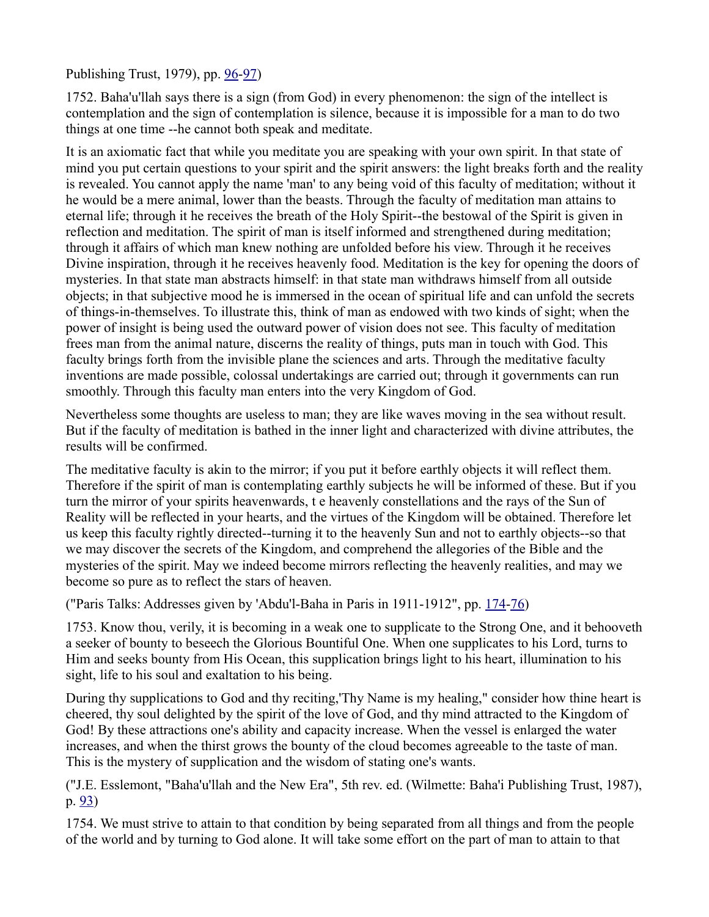Publishing Trust, 1979), pp. 96-97)

1752. Baha'u'llah says there is a sign (from God) in every phenomenon: the sign of the intellect is contemplation and the sign of contemplation is silence, because it is impossible for a man to do two things at one time --he cannot both speak and meditate.

It is an axiomatic fact that while you meditate you are speaking with your own spirit. In that state of mind you put certain questions to your spirit and the spirit answers: the light breaks forth and the reality is revealed. You cannot apply the name 'man' to any being void of this faculty of meditation; without it he would be a mere animal, lower than the beasts. Through the faculty of meditation man attains to eternal life; through it he receives the breath of the Holy Spirit--the bestowal of the Spirit is given in reflection and meditation. The spirit of man is itself informed and strengthened during meditation; through it affairs of which man knew nothing are unfolded before his view. Through it he receives Divine inspiration, through it he receives heavenly food. Meditation is the key for opening the doors of mysteries. In that state man abstracts himself: in that state man withdraws himself from all outside objects; in that subjective mood he is immersed in the ocean of spiritual life and can unfold the secrets of things-in-themselves. To illustrate this, think of man as endowed with two kinds of sight; when the power of insight is being used the outward power of vision does not see. This faculty of meditation frees man from the animal nature, discerns the reality of things, puts man in touch with God. This faculty brings forth from the invisible plane the sciences and arts. Through the meditative faculty inventions are made possible, colossal undertakings are carried out; through it governments can run smoothly. Through this faculty man enters into the very Kingdom of God.

Nevertheless some thoughts are useless to man; they are like waves moving in the sea without result. But if the faculty of meditation is bathed in the inner light and characterized with divine attributes, the results will be confirmed.

The meditative faculty is akin to the mirror; if you put it before earthly objects it will reflect them. Therefore if the spirit of man is contemplating earthly subjects he will be informed of these. But if you turn the mirror of your spirits heavenwards, t e heavenly constellations and the rays of the Sun of Reality will be reflected in your hearts, and the virtues of the Kingdom will be obtained. Therefore let us keep this faculty rightly directed--turning it to the heavenly Sun and not to earthly objects--so that we may discover the secrets of the Kingdom, and comprehend the allegories of the Bible and the mysteries of the spirit. May we indeed become mirrors reflecting the heavenly realities, and may we become so pure as to reflect the stars of heaven.

("Paris Talks: Addresses given by 'Abdu'l-Baha in Paris in 1911-1912", pp. 174-76)

1753. Know thou, verily, it is becoming in a weak one to supplicate to the Strong One, and it behooveth a seeker of bounty to beseech the Glorious Bountiful One. When one supplicates to his Lord, turns to Him and seeks bounty from His Ocean, this supplication brings light to his heart, illumination to his sight, life to his soul and exaltation to his being.

During thy supplications to God and thy reciting,'Thy Name is my healing," consider how thine heart is cheered, thy soul delighted by the spirit of the love of God, and thy mind attracted to the Kingdom of God! By these attractions one's ability and capacity increase. When the vessel is enlarged the water increases, and when the thirst grows the bounty of the cloud becomes agreeable to the taste of man. This is the mystery of supplication and the wisdom of stating one's wants.

("J.E. Esslemont, "Baha'u'llah and the New Era", 5th rev. ed. (Wilmette: Baha'i Publishing Trust, 1987), p. 93)

1754. We must strive to attain to that condition by being separated from all things and from the people of the world and by turning to God alone. It will take some effort on the part of man to attain to that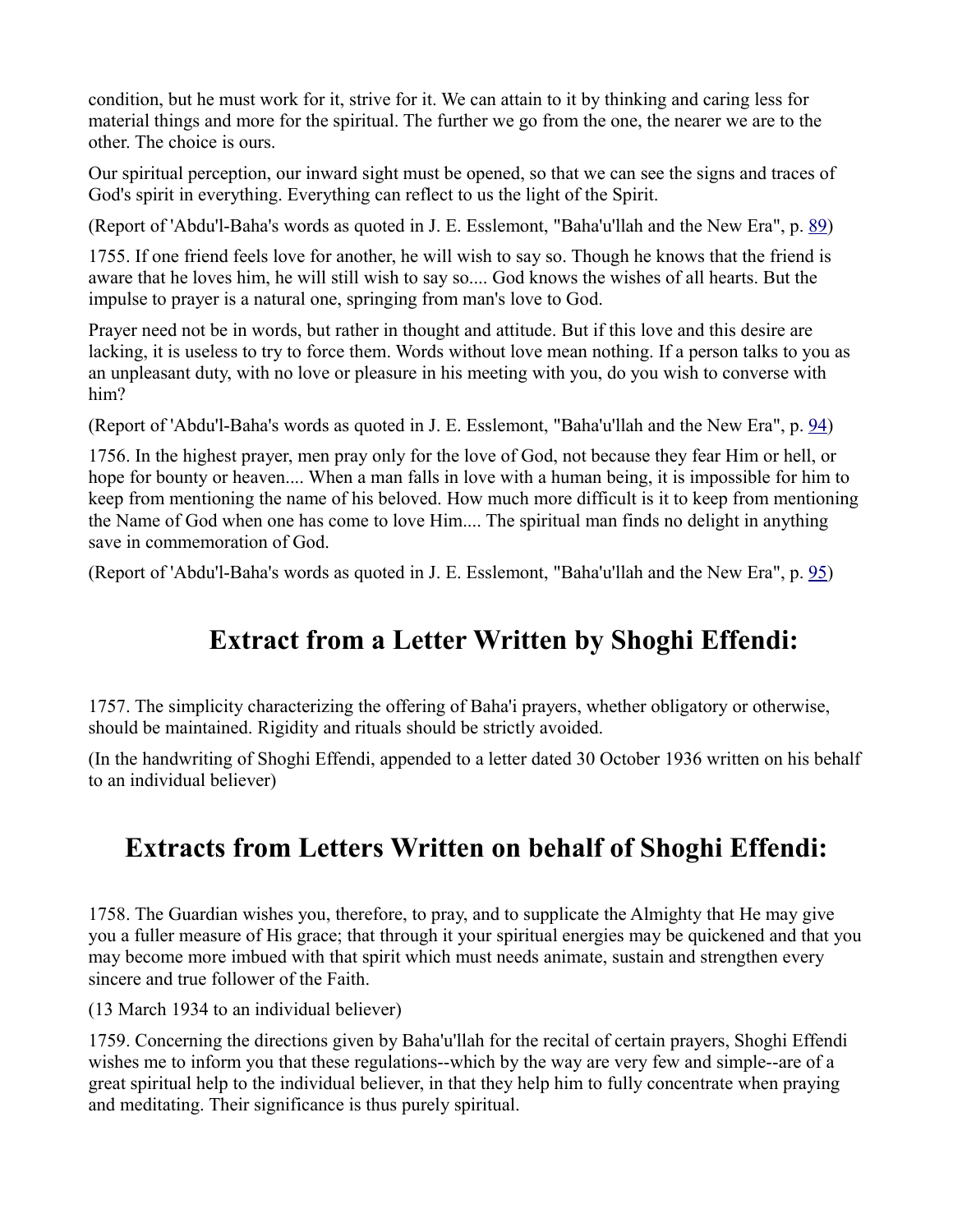condition, but he must work for it, strive for it. We can attain to it by thinking and caring less for material things and more for the spiritual. The further we go from the one, the nearer we are to the other. The choice is ours.

Our spiritual perception, our inward sight must be opened, so that we can see the signs and traces of God's spirit in everything. Everything can reflect to us the light of the Spirit.

(Report of 'Abdu'l-Baha's words as quoted in J. E. Esslemont, "Baha'u'llah and the New Era", p. 89)

1755. If one friend feels love for another, he will wish to say so. Though he knows that the friend is aware that he loves him, he will still wish to say so.... God knows the wishes of all hearts. But the impulse to prayer is a natural one, springing from man's love to God.

Prayer need not be in words, but rather in thought and attitude. But if this love and this desire are lacking, it is useless to try to force them. Words without love mean nothing. If a person talks to you as an unpleasant duty, with no love or pleasure in his meeting with you, do you wish to converse with him?

(Report of 'Abdu'l-Baha's words as quoted in J. E. Esslemont, "Baha'u'llah and the New Era", p. 94)

1756. In the highest prayer, men pray only for the love of God, not because they fear Him or hell, or hope for bounty or heaven.... When a man falls in love with a human being, it is impossible for him to keep from mentioning the name of his beloved. How much more difficult is it to keep from mentioning the Name of God when one has come to love Him.... The spiritual man finds no delight in anything save in commemoration of God.

(Report of 'Abdu'l-Baha's words as quoted in J. E. Esslemont, "Baha'u'llah and the New Era", p. 95)

## Extract from a Letter Written by Shoghi Effendi:

1757. The simplicity characterizing the offering of Baha'i prayers, whether obligatory or otherwise, should be maintained. Rigidity and rituals should be strictly avoided.

(In the handwriting of Shoghi Effendi, appended to a letter dated 30 October 1936 written on his behalf to an individual believer)

## Extracts from Letters Written on behalf of Shoghi Effendi:

1758. The Guardian wishes you, therefore, to pray, and to supplicate the Almighty that He may give you a fuller measure of His grace; that through it your spiritual energies may be quickened and that you may become more imbued with that spirit which must needs animate, sustain and strengthen every sincere and true follower of the Faith.

(13 March 1934 to an individual believer)

1759. Concerning the directions given by Baha'u'llah for the recital of certain prayers, Shoghi Effendi wishes me to inform you that these regulations--which by the way are very few and simple--are of a great spiritual help to the individual believer, in that they help him to fully concentrate when praying and meditating. Their significance is thus purely spiritual.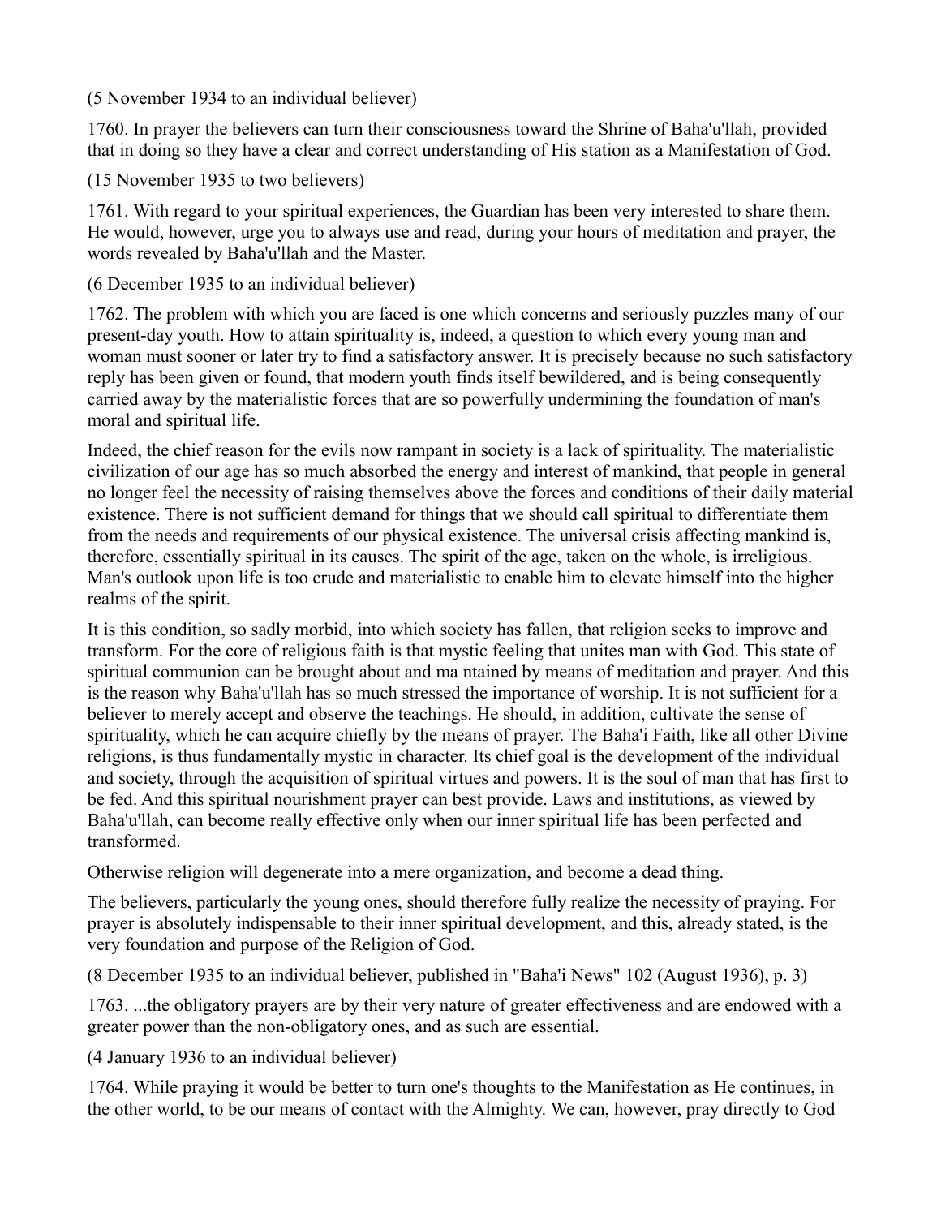(5 November 1934 to an individual believer)

1760. In prayer the believers can turn their consciousness toward the Shrine of Baha'u'llah, provided that in doing so they have a clear and correct understanding of His station as a Manifestation of God.

(15 November 1935 to two believers)

1761. With regard to your spiritual experiences, the Guardian has been very interested to share them. He would, however, urge you to always use and read, during your hours of meditation and prayer, the words revealed by Baha'u'llah and the Master.

(6 December 1935 to an individual believer)

1762. The problem with which you are faced is one which concerns and seriously puzzles many of our present-day youth. How to attain spirituality is, indeed, a question to which every young man and woman must sooner or later try to find a satisfactory answer. It is precisely because no such satisfactory reply has been given or found, that modern youth finds itself bewildered, and is being consequently carried away by the materialistic forces that are so powerfully undermining the foundation of man's moral and spiritual life.

Indeed, the chief reason for the evils now rampant in society is a lack of spirituality. The materialistic civilization of our age has so much absorbed the energy and interest of mankind, that people in general no longer feel the necessity of raising themselves above the forces and conditions of their daily material existence. There is not sufficient demand for things that we should call spiritual to differentiate them from the needs and requirements of our physical existence. The universal crisis affecting mankind is, therefore, essentially spiritual in its causes. The spirit of the age, taken on the whole, is irreligious. Man's outlook upon life is too crude and materialistic to enable him to elevate himself into the higher realms of the spirit.

It is this condition, so sadly morbid, into which society has fallen, that religion seeks to improve and transform. For the core of religious faith is that mystic feeling that unites man with God. This state of spiritual communion can be brought about and ma ntained by means of meditation and prayer. And this is the reason why Baha'u'llah has so much stressed the importance of worship. It is not sufficient for a believer to merely accept and observe the teachings. He should, in addition, cultivate the sense of spirituality, which he can acquire chiefly by the means of prayer. The Baha'i Faith, like all other Divine religions, is thus fundamentally mystic in character. Its chief goal is the development of the individual and society, through the acquisition of spiritual virtues and powers. It is the soul of man that has first to be fed. And this spiritual nourishment prayer can best provide. Laws and institutions, as viewed by Baha'u'llah, can become really effective only when our inner spiritual life has been perfected and transformed.

Otherwise religion will degenerate into a mere organization, and become a dead thing.

The believers, particularly the young ones, should therefore fully realize the necessity of praying. For prayer is absolutely indispensable to their inner spiritual development, and this, already stated, is the very foundation and purpose of the Religion of God.

(8 December 1935 to an individual believer, published in "Baha'i News" 102 (August 1936), p. 3)

1763. ...the obligatory prayers are by their very nature of greater effectiveness and are endowed with a greater power than the non-obligatory ones, and as such are essential.

(4 January 1936 to an individual believer)

1764. While praying it would be better to turn one's thoughts to the Manifestation as He continues, in the other world, to be our means of contact with the Almighty. We can, however, pray directly to God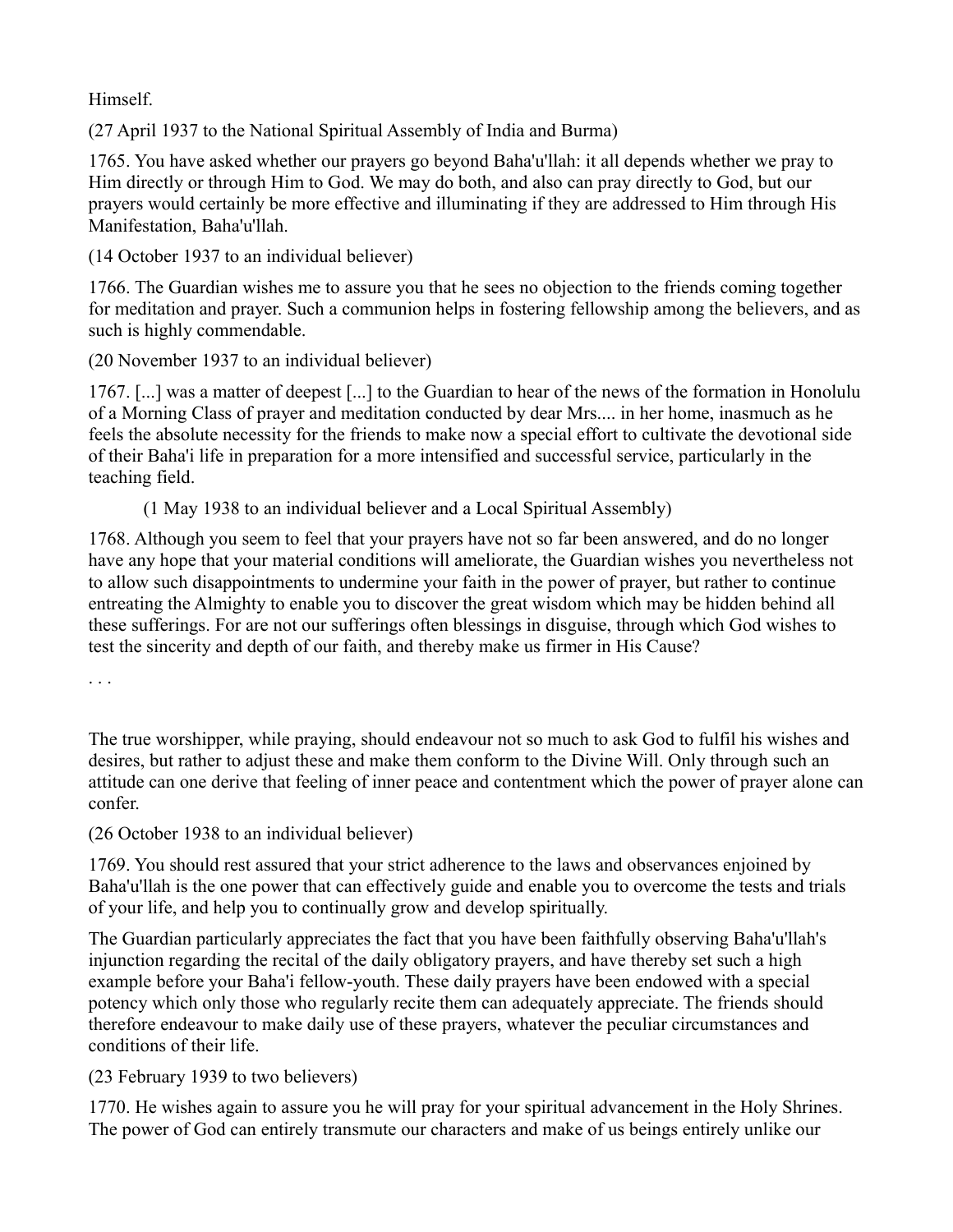Himself.

(27 April 1937 to the National Spiritual Assembly of India and Burma)

1765. You have asked whether our prayers go beyond Baha'u'llah: it all depends whether we pray to Him directly or through Him to God. We may do both, and also can pray directly to God, but our prayers would certainly be more effective and illuminating if they are addressed to Him through His Manifestation, Baha'u'llah.

(14 October 1937 to an individual believer)

1766. The Guardian wishes me to assure you that he sees no objection to the friends coming together for meditation and prayer. Such a communion helps in fostering fellowship among the believers, and as such is highly commendable.

(20 November 1937 to an individual believer)

1767. [...] was a matter of deepest [...] to the Guardian to hear of the news of the formation in Honolulu of a Morning Class of prayer and meditation conducted by dear Mrs.... in her home, inasmuch as he feels the absolute necessity for the friends to make now a special effort to cultivate the devotional side of their Baha'i life in preparation for a more intensified and successful service, particularly in the teaching field.

(1 May 1938 to an individual believer and a Local Spiritual Assembly)

1768. Although you seem to feel that your prayers have not so far been answered, and do no longer have any hope that your material conditions will ameliorate, the Guardian wishes you nevertheless not to allow such disappointments to undermine your faith in the power of prayer, but rather to continue entreating the Almighty to enable you to discover the great wisdom which may be hidden behind all these sufferings. For are not our sufferings often blessings in disguise, through which God wishes to test the sincerity and depth of our faith, and thereby make us firmer in His Cause?

. . .

The true worshipper, while praying, should endeavour not so much to ask God to fulfil his wishes and desires, but rather to adjust these and make them conform to the Divine Will. Only through such an attitude can one derive that feeling of inner peace and contentment which the power of prayer alone can confer.

(26 October 1938 to an individual believer)

1769. You should rest assured that your strict adherence to the laws and observances enjoined by Baha'u'llah is the one power that can effectively guide and enable you to overcome the tests and trials of your life, and help you to continually grow and develop spiritually.

The Guardian particularly appreciates the fact that you have been faithfully observing Baha'u'llah's injunction regarding the recital of the daily obligatory prayers, and have thereby set such a high example before your Baha'i fellow-youth. These daily prayers have been endowed with a special potency which only those who regularly recite them can adequately appreciate. The friends should therefore endeavour to make daily use of these prayers, whatever the peculiar circumstances and conditions of their life.

(23 February 1939 to two believers)

1770. He wishes again to assure you he will pray for your spiritual advancement in the Holy Shrines. The power of God can entirely transmute our characters and make of us beings entirely unlike our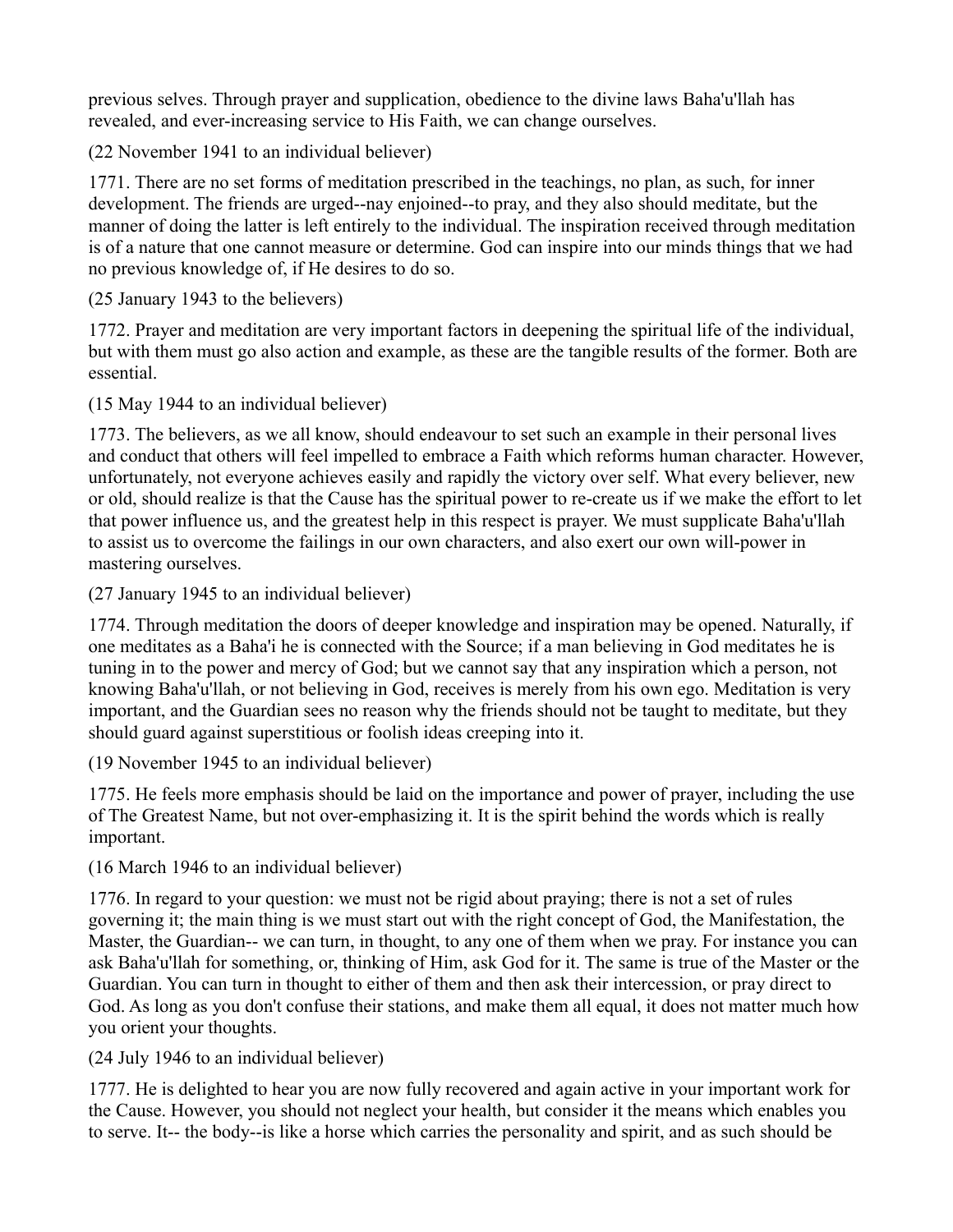previous selves. Through prayer and supplication, obedience to the divine laws Baha'u'llah has revealed, and ever-increasing service to His Faith, we can change ourselves.

(22 November 1941 to an individual believer)

1771. There are no set forms of meditation prescribed in the teachings, no plan, as such, for inner development. The friends are urged--nay enjoined--to pray, and they also should meditate, but the manner of doing the latter is left entirely to the individual. The inspiration received through meditation is of a nature that one cannot measure or determine. God can inspire into our minds things that we had no previous knowledge of, if He desires to do so.

(25 January 1943 to the believers)

1772. Prayer and meditation are very important factors in deepening the spiritual life of the individual, but with them must go also action and example, as these are the tangible results of the former. Both are essential.

(15 May 1944 to an individual believer)

1773. The believers, as we all know, should endeavour to set such an example in their personal lives and conduct that others will feel impelled to embrace a Faith which reforms human character. However, unfortunately, not everyone achieves easily and rapidly the victory over self. What every believer, new or old, should realize is that the Cause has the spiritual power to re-create us if we make the effort to let that power influence us, and the greatest help in this respect is prayer. We must supplicate Baha'u'llah to assist us to overcome the failings in our own characters, and also exert our own will-power in mastering ourselves.

(27 January 1945 to an individual believer)

1774. Through meditation the doors of deeper knowledge and inspiration may be opened. Naturally, if one meditates as a Baha'i he is connected with the Source; if a man believing in God meditates he is tuning in to the power and mercy of God; but we cannot say that any inspiration which a person, not knowing Baha'u'llah, or not believing in God, receives is merely from his own ego. Meditation is very important, and the Guardian sees no reason why the friends should not be taught to meditate, but they should guard against superstitious or foolish ideas creeping into it.

(19 November 1945 to an individual believer)

1775. He feels more emphasis should be laid on the importance and power of prayer, including the use of The Greatest Name, but not over-emphasizing it. It is the spirit behind the words which is really important.

(16 March 1946 to an individual believer)

1776. In regard to your question: we must not be rigid about praying; there is not a set of rules governing it; the main thing is we must start out with the right concept of God, the Manifestation, the Master, the Guardian-- we can turn, in thought, to any one of them when we pray. For instance you can ask Baha'u'llah for something, or, thinking of Him, ask God for it. The same is true of the Master or the Guardian. You can turn in thought to either of them and then ask their intercession, or pray direct to God. As long as you don't confuse their stations, and make them all equal, it does not matter much how you orient your thoughts.

(24 July 1946 to an individual believer)

1777. He is delighted to hear you are now fully recovered and again active in your important work for the Cause. However, you should not neglect your health, but consider it the means which enables you to serve. It-- the body--is like a horse which carries the personality and spirit, and as such should be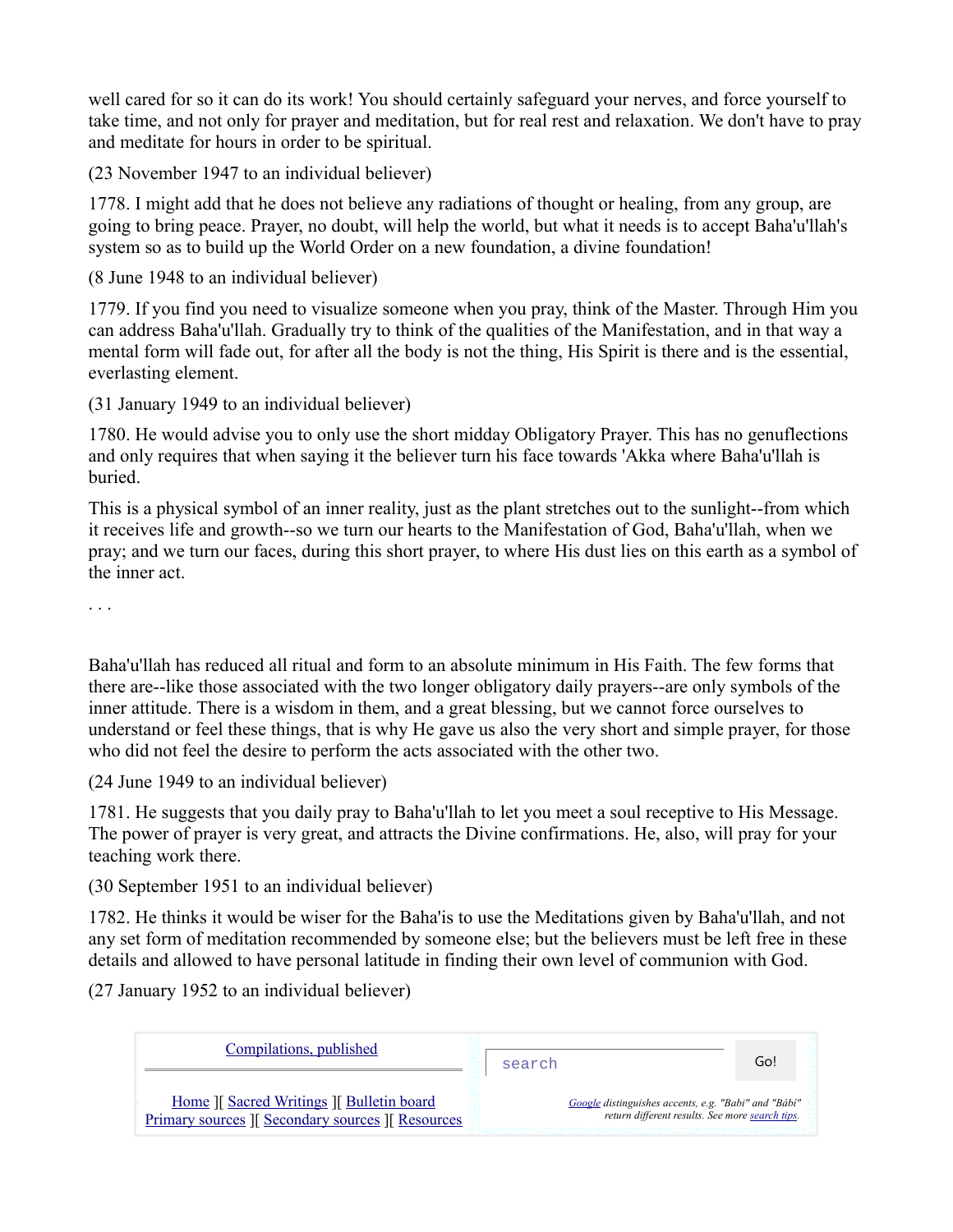well cared for so it can do its work! You should certainly safeguard your nerves, and force yourself to take time, and not only for prayer and meditation, but for real rest and relaxation. We don't have to pray and meditate for hours in order to be spiritual.

(23 November 1947 to an individual believer)

1778. I might add that he does not believe any radiations of thought or healing, from any group, are going to bring peace. Prayer, no doubt, will help the world, but what it needs is to accept Baha'u'llah's system so as to build up the World Order on a new foundation, a divine foundation!

(8 June 1948 to an individual believer)

1779. If you find you need to visualize someone when you pray, think of the Master. Through Him you can address Baha'u'llah. Gradually try to think of the qualities of the Manifestation, and in that way a mental form will fade out, for after all the body is not the thing, His Spirit is there and is the essential, everlasting element.

(31 January 1949 to an individual believer)

1780. He would advise you to only use the short midday Obligatory Prayer. This has no genuflections and only requires that when saying it the believer turn his face towards 'Akka where Baha'u'llah is buried.

This is a physical symbol of an inner reality, just as the plant stretches out to the sunlight--from which it receives life and growth--so we turn our hearts to the Manifestation of God, Baha'u'llah, when we pray; and we turn our faces, during this short prayer, to where His dust lies on this earth as a symbol of the inner act.

. . .

Baha'u'llah has reduced all ritual and form to an absolute minimum in His Faith. The few forms that there are--like those associated with the two longer obligatory daily prayers--are only symbols of the inner attitude. There is a wisdom in them, and a great blessing, but we cannot force ourselves to understand or feel these things, that is why He gave us also the very short and simple prayer, for those who did not feel the desire to perform the acts associated with the other two.

(24 June 1949 to an individual believer)

1781. He suggests that you daily pray to Baha'u'llah to let you meet a soul receptive to His Message. The power of prayer is very great, and attracts the Divine confirmations. He, also, will pray for your teaching work there.

(30 September 1951 to an individual believer)

1782. He thinks it would be wiser for the Baha'is to use the Meditations given by Baha'u'llah, and not any set form of meditation recommended by someone else; but the believers must be left free in these details and allowed to have personal latitude in finding their own level of communion with God.

(27 January 1952 to an individual believer)

Compilations, published

Home ][ Sacred Writings ][ Bulletin board
Primary sources ][ Secondary sources ][ Resources

search Go!

*Google distinguishes accents, e.g. "Babi" and "Bábí" return different results. See more search tips.*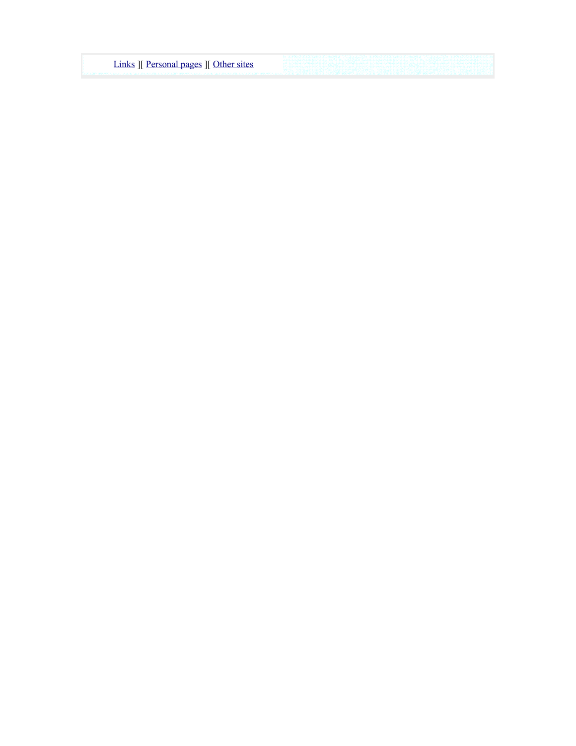Links ][ Personal pages ][ Other sites